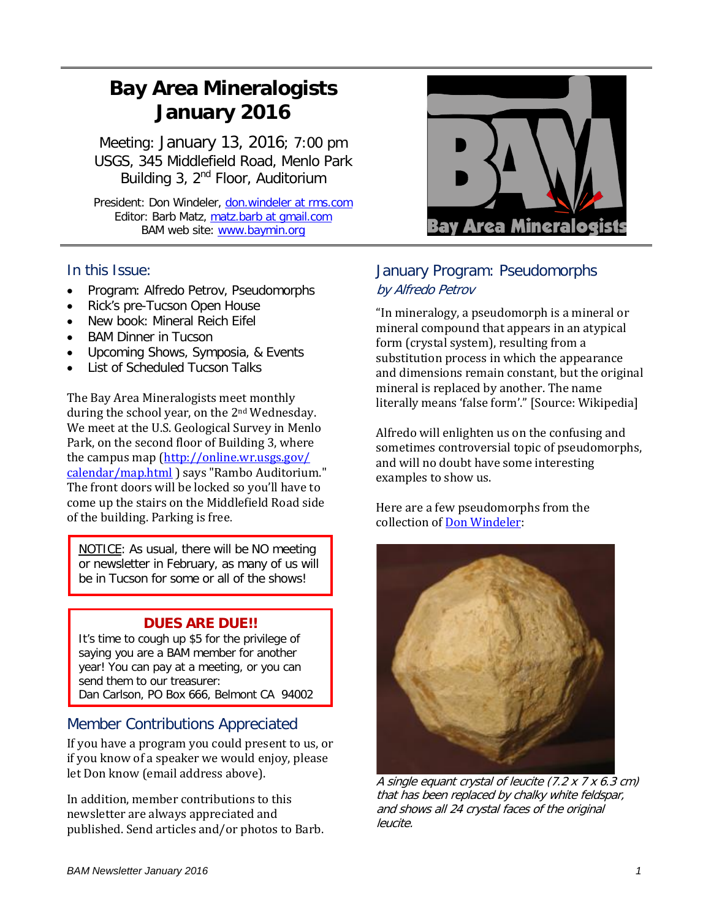# Bay Area Mineralogists January 2016

Meeting: January 13, 2016; 7:00 pm
USGS, 345 Middlefield Road, Menlo Park
Building 3, 2nd Floor, Auditorium

President: Don Windeler, don.windeler at rms.com
Editor: Barb Matz, matz.barb at gmail.com
BAM web site: www.baymin.org

## In this Issue:

- Program: Alfredo Petrov, Pseudomorphs
- Rick's pre-Tucson Open House
- New book: Mineral Reich Eifel
- BAM Dinner in Tucson
- Upcoming Shows, Symposia, & Events
- List of Scheduled Tucson Talks

The Bay Area Mineralogists meet monthly during the school year, on the 2nd Wednesday. We meet at the U.S. Geological Survey in Menlo Park, on the second floor of Building 3, where the campus map (http://online.wr.usgs.gov/calendar/map.html ) says "Rambo Auditorium." The front doors will be locked so you'll have to come up the stairs on the Middlefield Road side of the building. Parking is free.

NOTICE: As usual, there will be NO meeting or newsletter in February, as many of us will be in Tucson for some or all of the shows!

**DUES ARE DUE!!**

It's time to cough up $5 for the privilege of saying you are a BAM member for another year! You can pay at a meeting, or you can send them to our treasurer:
Dan Carlson, PO Box 666, Belmont CA 94002

## Member Contributions Appreciated

If you have a program you could present to us, or if you know of a speaker we would enjoy, please let Don know (email address above).

In addition, member contributions to this newsletter are always appreciated and published. Send articles and/or photos to Barb.

## January Program: Pseudomorphs

*by Alfredo Petrov*

"In mineralogy, a pseudomorph is a mineral or mineral compound that appears in an atypical form (crystal system), resulting from a substitution process in which the appearance and dimensions remain constant, but the original mineral is replaced by another. The name literally means 'false form'." [Source: Wikipedia]

Alfredo will enlighten us on the confusing and sometimes controversial topic of pseudomorphs, and will no doubt have some interesting examples to show us.

Here are a few pseudomorphs from the collection of Don Windeler:

*A single equant crystal of leucite (7.2 x 7 x 6.3 cm) that has been replaced by chalky white feldspar, and shows all 24 crystal faces of the original leucite.*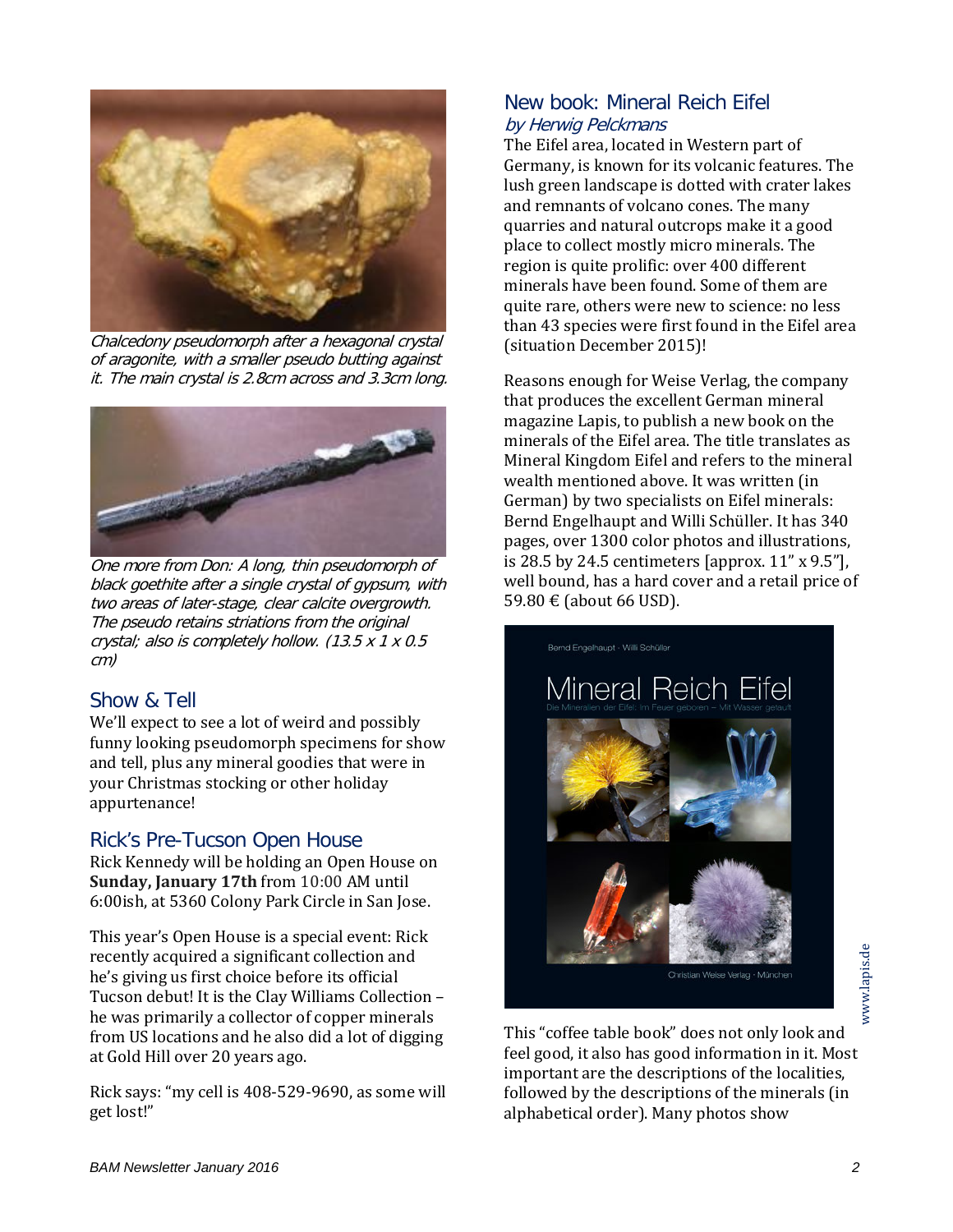*Chalcedony pseudomorph after a hexagonal crystal of aragonite, with a smaller pseudo butting against it. The main crystal is 2.8cm across and 3.3cm long.*

*One more from Don: A long, thin pseudomorph of black goethite after a single crystal of gypsum, with two areas of later-stage, clear calcite overgrowth. The pseudo retains striations from the original crystal; also is completely hollow. (13.5 x 1 x 0.5 cm)*

## Show & Tell

We'll expect to see a lot of weird and possibly funny looking pseudomorph specimens for show and tell, plus any mineral goodies that were in your Christmas stocking or other holiday appurtenance!

## Rick's Pre-Tucson Open House

Rick Kennedy will be holding an Open House on **Sunday, January 17th** from 10:00 AM until 6:00ish, at 5360 Colony Park Circle in San Jose.

This year's Open House is a special event: Rick recently acquired a significant collection and he's giving us first choice before its official Tucson debut! It is the Clay Williams Collection – he was primarily a collector of copper minerals from US locations and he also did a lot of digging at Gold Hill over 20 years ago.

Rick says: "my cell is 408-529-9690, as some will get lost!"

## New book: Mineral Reich Eifel

*by Herwig Pelckmans*

The Eifel area, located in Western part of Germany, is known for its volcanic features. The lush green landscape is dotted with crater lakes and remnants of volcano cones. The many quarries and natural outcrops make it a good place to collect mostly micro minerals. The region is quite prolific: over 400 different minerals have been found. Some of them are quite rare, others were new to science: no less than 43 species were first found in the Eifel area (situation December 2015)!

Reasons enough for Weise Verlag, the company that produces the excellent German mineral magazine Lapis, to publish a new book on the minerals of the Eifel area. The title translates as Mineral Kingdom Eifel and refers to the mineral wealth mentioned above. It was written (in German) by two specialists on Eifel minerals: Bernd Engelhaupt and Willi Schüller. It has 340 pages, over 1300 color photos and illustrations, is 28.5 by 24.5 centimeters [approx. 11" x 9.5"], well bound, has a hard cover and a retail price of 59.80 € (about 66 USD).

Bernd Engelhaupt · Willi Schüller

Mineral Reich Eifel

Die Mineralien der Eifel: Im Feuer geboren – Mit Wasser getauft

Christian Weise Verlag · München

www.lapis.de

This "coffee table book" does not only look and feel good, it also has good information in it. Most important are the descriptions of the localities, followed by the descriptions of the minerals (in alphabetical order). Many photos show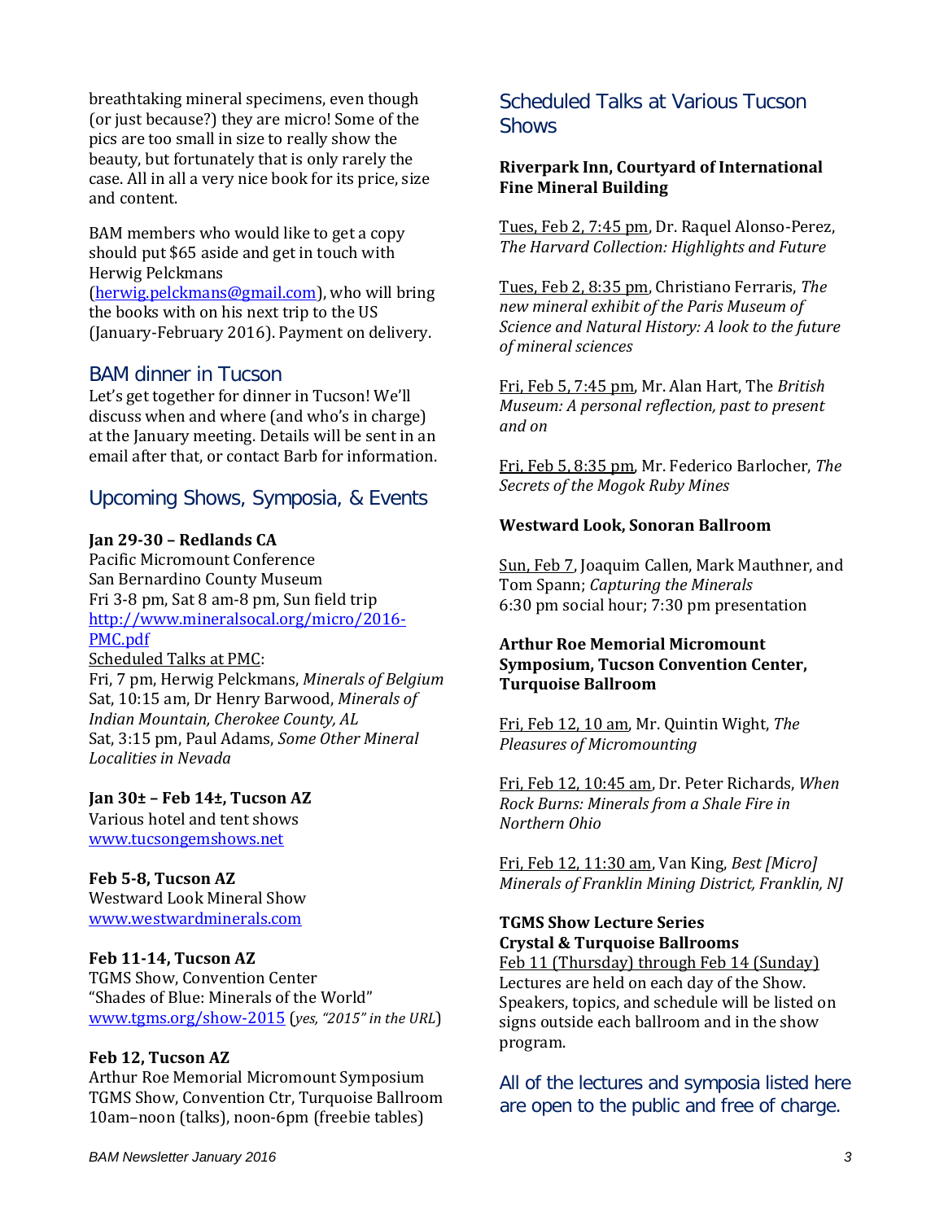breathtaking mineral specimens, even though (or just because?) they are micro! Some of the pics are too small in size to really show the beauty, but fortunately that is only rarely the case. All in all a very nice book for its price, size and content.

BAM members who would like to get a copy should put $65 aside and get in touch with Herwig Pelckmans ([herwig.pelckmans@gmail.com](mailto:herwig.pelckmans@gmail.com)), who will bring the books with on his next trip to the US (January-February 2016). Payment on delivery.

## BAM dinner in Tucson

Let's get together for dinner in Tucson! We'll discuss when and where (and who's in charge) at the January meeting. Details will be sent in an email after that, or contact Barb for information.

## Upcoming Shows, Symposia, & Events

**Jan 29-30 – Redlands CA**
Pacific Micromount Conference
San Bernardino County Museum
Fri 3-8 pm, Sat 8 am-8 pm, Sun field trip
[http://www.mineralsocal.org/micro/2016-PMC.pdf](http://www.mineralsocal.org/micro/2016-PMC.pdf)
Scheduled Talks at PMC:
Fri, 7 pm, Herwig Pelckmans, *Minerals of Belgium*
Sat, 10:15 am, Dr Henry Barwood, *Minerals of Indian Mountain, Cherokee County, AL*
Sat, 3:15 pm, Paul Adams, *Some Other Mineral Localities in Nevada*

**Jan 30± – Feb 14±, Tucson AZ**
Various hotel and tent shows
[www.tucsongemshows.net](http://www.tucsongemshows.net)

**Feb 5-8, Tucson AZ**
Westward Look Mineral Show
[www.westwardminerals.com](http://www.westwardminerals.com)

**Feb 11-14, Tucson AZ**
TGMS Show, Convention Center
"Shades of Blue: Minerals of the World"
[www.tgms.org/show-2015](http://www.tgms.org/show-2015) (*yes, "2015" in the URL*)

**Feb 12, Tucson AZ**
Arthur Roe Memorial Micromount Symposium
TGMS Show, Convention Ctr, Turquoise Ballroom
10am–noon (talks), noon-6pm (freebie tables)

## Scheduled Talks at Various Tucson Shows

**Riverpark Inn, Courtyard of International Fine Mineral Building**

Tues, Feb 2, 7:45 pm, Dr. Raquel Alonso-Perez, *The Harvard Collection: Highlights and Future*

Tues, Feb 2, 8:35 pm, Christiano Ferraris, *The new mineral exhibit of the Paris Museum of Science and Natural History: A look to the future of mineral sciences*

Fri, Feb 5, 7:45 pm, Mr. Alan Hart, The *British Museum: A personal reflection, past to present and on*

Fri, Feb 5, 8:35 pm, Mr. Federico Barlocher, *The Secrets of the Mogok Ruby Mines*

**Westward Look, Sonoran Ballroom**

Sun, Feb 7, Joaquim Callen, Mark Mauthner, and Tom Spann; *Capturing the Minerals*
6:30 pm social hour; 7:30 pm presentation

**Arthur Roe Memorial Micromount Symposium, Tucson Convention Center, Turquoise Ballroom**

Fri, Feb 12, 10 am, Mr. Quintin Wight, *The Pleasures of Micromounting*

Fri, Feb 12, 10:45 am, Dr. Peter Richards, *When Rock Burns: Minerals from a Shale Fire in Northern Ohio*

Fri, Feb 12, 11:30 am, Van King, *Best [Micro] Minerals of Franklin Mining District, Franklin, NJ*

**TGMS Show Lecture Series**
**Crystal & Turquoise Ballrooms**
Feb 11 (Thursday) through Feb 14 (Sunday)
Lectures are held on each day of the Show. Speakers, topics, and schedule will be listed on signs outside each ballroom and in the show program.

All of the lectures and symposia listed here are open to the public and free of charge.